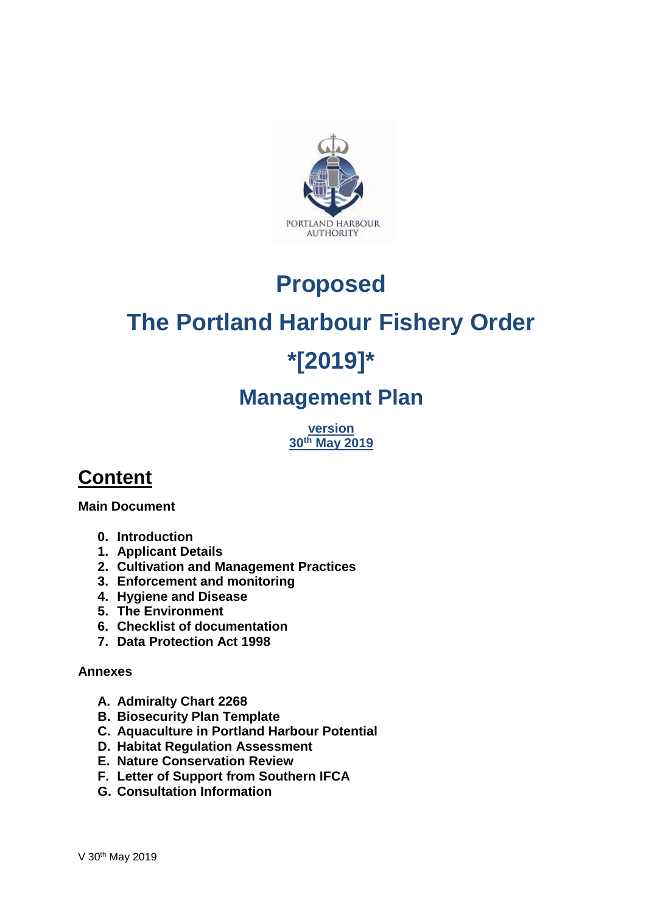PORTLAND HARBOUR AUTHORITY

# Proposed

# The Portland Harbour Fishery Order

# *[2019]*

## Management Plan

**version**
**30th May 2019**

## Content

**Main Document**

0. **Introduction**
1. **Applicant Details**
2. **Cultivation and Management Practices**
3. **Enforcement and monitoring**
4. **Hygiene and Disease**
5. **The Environment**
6. **Checklist of documentation**
7. **Data Protection Act 1998**

**Annexes**

- A. **Admiralty Chart 2268**
- B. **Biosecurity Plan Template**
- C. **Aquaculture in Portland Harbour Potential**
- D. **Habitat Regulation Assessment**
- E. **Nature Conservation Review**
- F. **Letter of Support from Southern IFCA**
- G. **Consultation Information**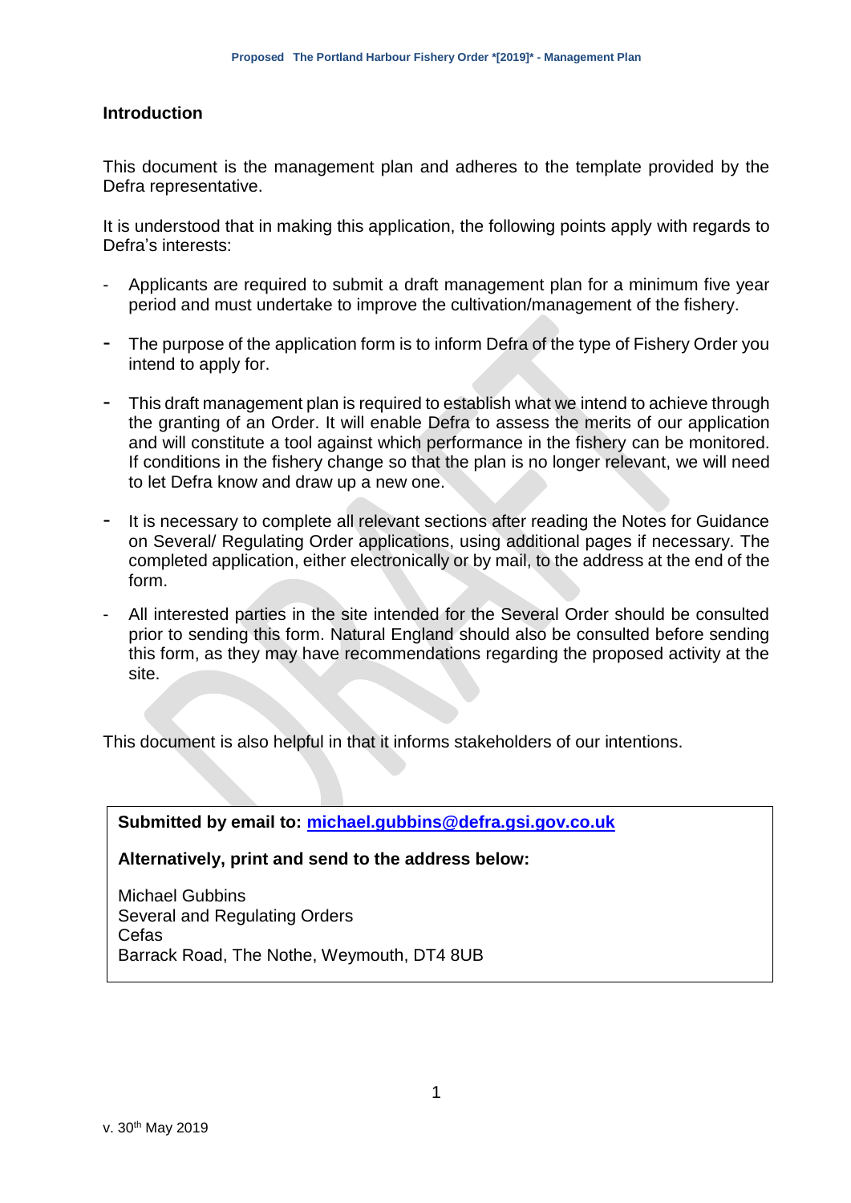## Introduction

This document is the management plan and adheres to the template provided by the Defra representative.

It is understood that in making this application, the following points apply with regards to Defra's interests:

- Applicants are required to submit a draft management plan for a minimum five year period and must undertake to improve the cultivation/management of the fishery.
- The purpose of the application form is to inform Defra of the type of Fishery Order you intend to apply for.
- This draft management plan is required to establish what we intend to achieve through the granting of an Order. It will enable Defra to assess the merits of our application and will constitute a tool against which performance in the fishery can be monitored. If conditions in the fishery change so that the plan is no longer relevant, we will need to let Defra know and draw up a new one.
- It is necessary to complete all relevant sections after reading the Notes for Guidance on Several/ Regulating Order applications, using additional pages if necessary. The completed application, either electronically or by mail, to the address at the end of the form.
- All interested parties in the site intended for the Several Order should be consulted prior to sending this form. Natural England should also be consulted before sending this form, as they may have recommendations regarding the proposed activity at the site.

This document is also helpful in that it informs stakeholders of our intentions.

**Submitted by email to: michael.gubbins@defra.gsi.gov.co.uk**

**Alternatively, print and send to the address below:**

Michael Gubbins
Several and Regulating Orders
Cefas
Barrack Road, The Nothe, Weymouth, DT4 8UB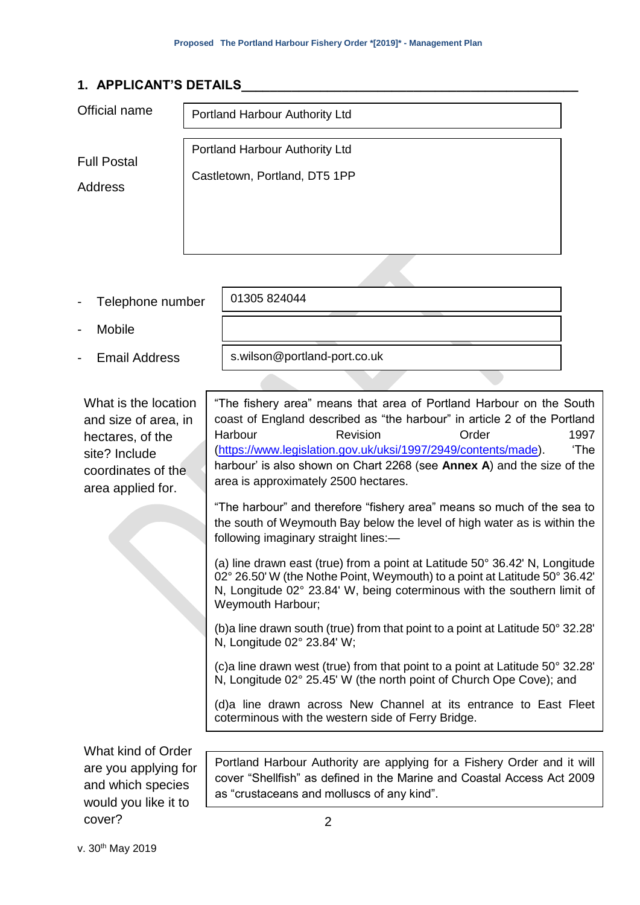## 1. APPLICANT'S DETAILS

| | |
|---|---|
| Official name | Portland Harbour Authority Ltd |
| Full Postal Address | Portland Harbour Authority Ltd<br>Castletown, Portland, DT5 1PP |
| - Telephone number | 01305 824044 |
| - Mobile | |
| - Email Address | s.wilson@portland-port.co.uk |

| | |
|---|---|
| What is the location and size of area, in hectares, of the site? Include coordinates of the area applied for. | "The fishery area" means that area of Portland Harbour on the South coast of England described as "the harbour" in article 2 of the Portland Harbour Revision Order 1997 (https://www.legislation.gov.uk/uksi/1997/2949/contents/made). 'The harbour' is also shown on Chart 2268 (see **Annex A**) and the size of the area is approximately 2500 hectares.<br><br>"The harbour" and therefore "fishery area" means so much of the sea to the south of Weymouth Bay below the level of high water as is within the following imaginary straight lines:—<br><br>(a) line drawn east (true) from a point at Latitude 50° 36.42' N, Longitude 02° 26.50' W (the Nothe Point, Weymouth) to a point at Latitude 50° 36.42' N, Longitude 02° 23.84' W, being coterminous with the southern limit of Weymouth Harbour;<br><br>(b)a line drawn south (true) from that point to a point at Latitude 50° 32.28' N, Longitude 02° 23.84' W;<br><br>(c)a line drawn west (true) from that point to a point at Latitude 50° 32.28' N, Longitude 02° 25.45' W (the north point of Church Ope Cove); and<br><br>(d)a line drawn across New Channel at its entrance to East Fleet coterminous with the western side of Ferry Bridge. |
| What kind of Order are you applying for and which species would you like it to cover? | Portland Harbour Authority are applying for a Fishery Order and it will cover "Shellfish" as defined in the Marine and Coastal Access Act 2009 as "crustaceans and molluscs of any kind". |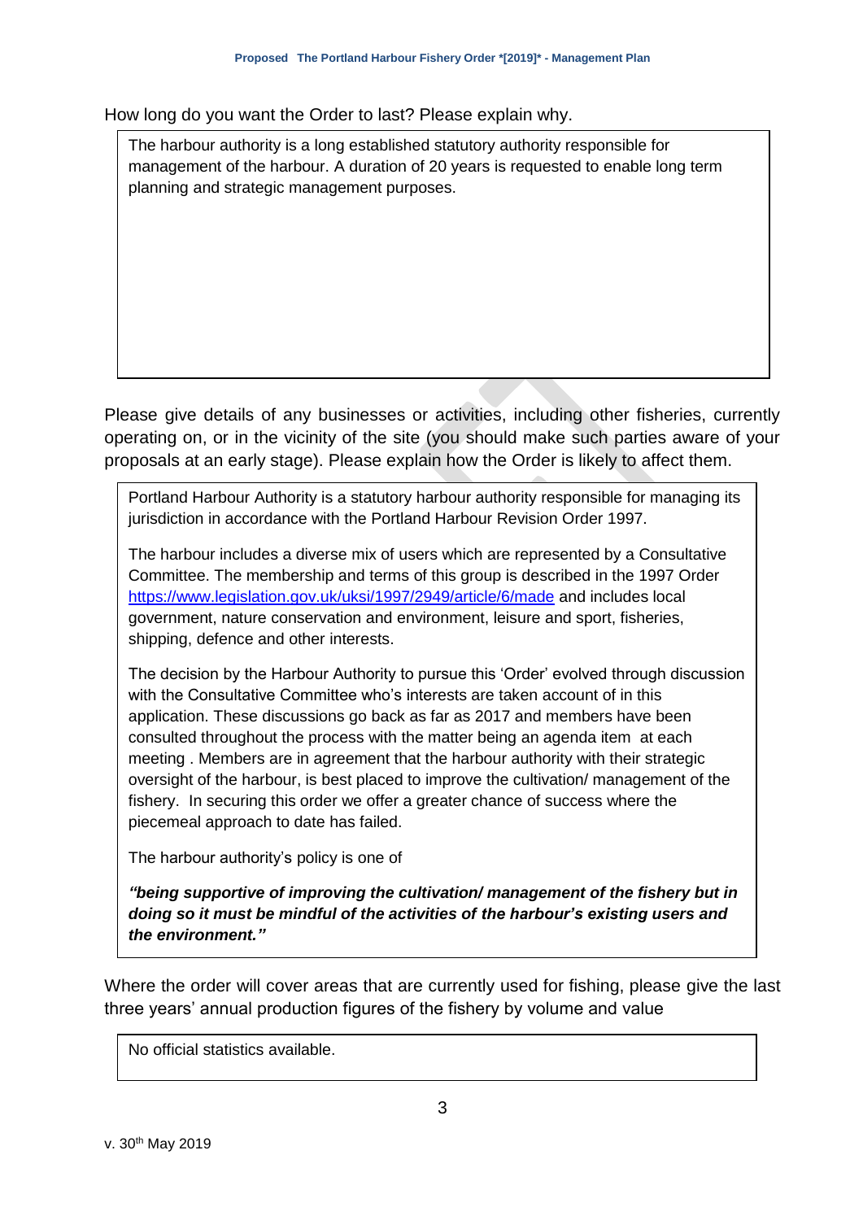How long do you want the Order to last? Please explain why.

> The harbour authority is a long established statutory authority responsible for management of the harbour. A duration of 20 years is requested to enable long term planning and strategic management purposes.

Please give details of any businesses or activities, including other fisheries, currently operating on, or in the vicinity of the site (you should make such parties aware of your proposals at an early stage). Please explain how the Order is likely to affect them.

> Portland Harbour Authority is a statutory harbour authority responsible for managing its jurisdiction in accordance with the Portland Harbour Revision Order 1997.
>
> The harbour includes a diverse mix of users which are represented by a Consultative Committee. The membership and terms of this group is described in the 1997 Order https://www.legislation.gov.uk/uksi/1997/2949/article/6/made and includes local government, nature conservation and environment, leisure and sport, fisheries, shipping, defence and other interests.
>
> The decision by the Harbour Authority to pursue this 'Order' evolved through discussion with the Consultative Committee who's interests are taken account of in this application. These discussions go back as far as 2017 and members have been consulted throughout the process with the matter being an agenda item at each meeting . Members are in agreement that the harbour authority with their strategic oversight of the harbour, is best placed to improve the cultivation/ management of the fishery. In securing this order we offer a greater chance of success where the piecemeal approach to date has failed.
>
> The harbour authority's policy is one of
>
> ***"being supportive of improving the cultivation/ management of the fishery but in doing so it must be mindful of the activities of the harbour's existing users and the environment."***

Where the order will cover areas that are currently used for fishing, please give the last three years' annual production figures of the fishery by volume and value

> No official statistics available.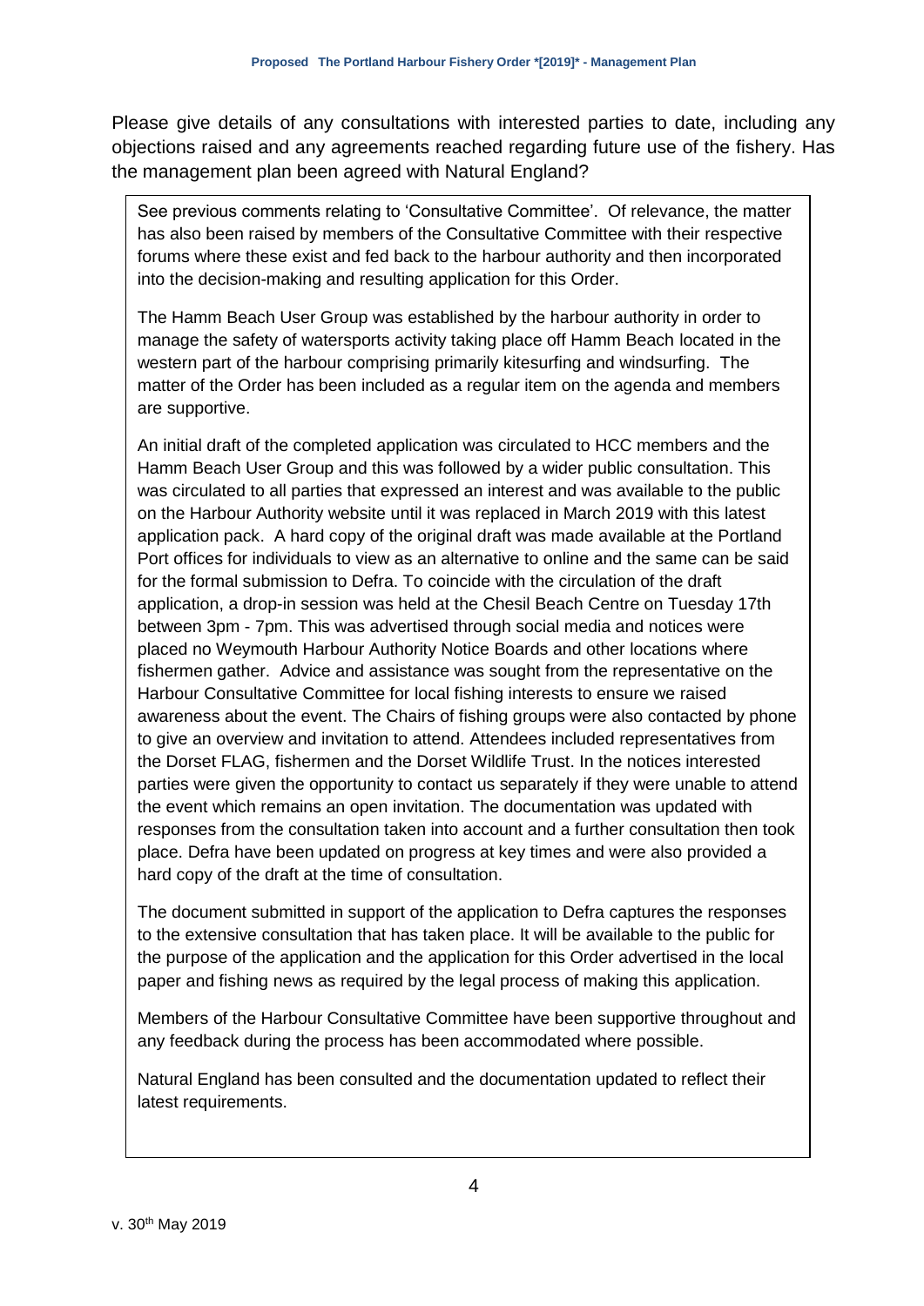Please give details of any consultations with interested parties to date, including any objections raised and any agreements reached regarding future use of the fishery. Has the management plan been agreed with Natural England?

See previous comments relating to 'Consultative Committee'. Of relevance, the matter has also been raised by members of the Consultative Committee with their respective forums where these exist and fed back to the harbour authority and then incorporated into the decision-making and resulting application for this Order.

The Hamm Beach User Group was established by the harbour authority in order to manage the safety of watersports activity taking place off Hamm Beach located in the western part of the harbour comprising primarily kitesurfing and windsurfing. The matter of the Order has been included as a regular item on the agenda and members are supportive.

An initial draft of the completed application was circulated to HCC members and the Hamm Beach User Group and this was followed by a wider public consultation. This was circulated to all parties that expressed an interest and was available to the public on the Harbour Authority website until it was replaced in March 2019 with this latest application pack. A hard copy of the original draft was made available at the Portland Port offices for individuals to view as an alternative to online and the same can be said for the formal submission to Defra. To coincide with the circulation of the draft application, a drop-in session was held at the Chesil Beach Centre on Tuesday 17th between 3pm - 7pm. This was advertised through social media and notices were placed no Weymouth Harbour Authority Notice Boards and other locations where fishermen gather. Advice and assistance was sought from the representative on the Harbour Consultative Committee for local fishing interests to ensure we raised awareness about the event. The Chairs of fishing groups were also contacted by phone to give an overview and invitation to attend. Attendees included representatives from the Dorset FLAG, fishermen and the Dorset Wildlife Trust. In the notices interested parties were given the opportunity to contact us separately if they were unable to attend the event which remains an open invitation. The documentation was updated with responses from the consultation taken into account and a further consultation then took place. Defra have been updated on progress at key times and were also provided a hard copy of the draft at the time of consultation.

The document submitted in support of the application to Defra captures the responses to the extensive consultation that has taken place. It will be available to the public for the purpose of the application and the application for this Order advertised in the local paper and fishing news as required by the legal process of making this application.

Members of the Harbour Consultative Committee have been supportive throughout and any feedback during the process has been accommodated where possible.

Natural England has been consulted and the documentation updated to reflect their latest requirements.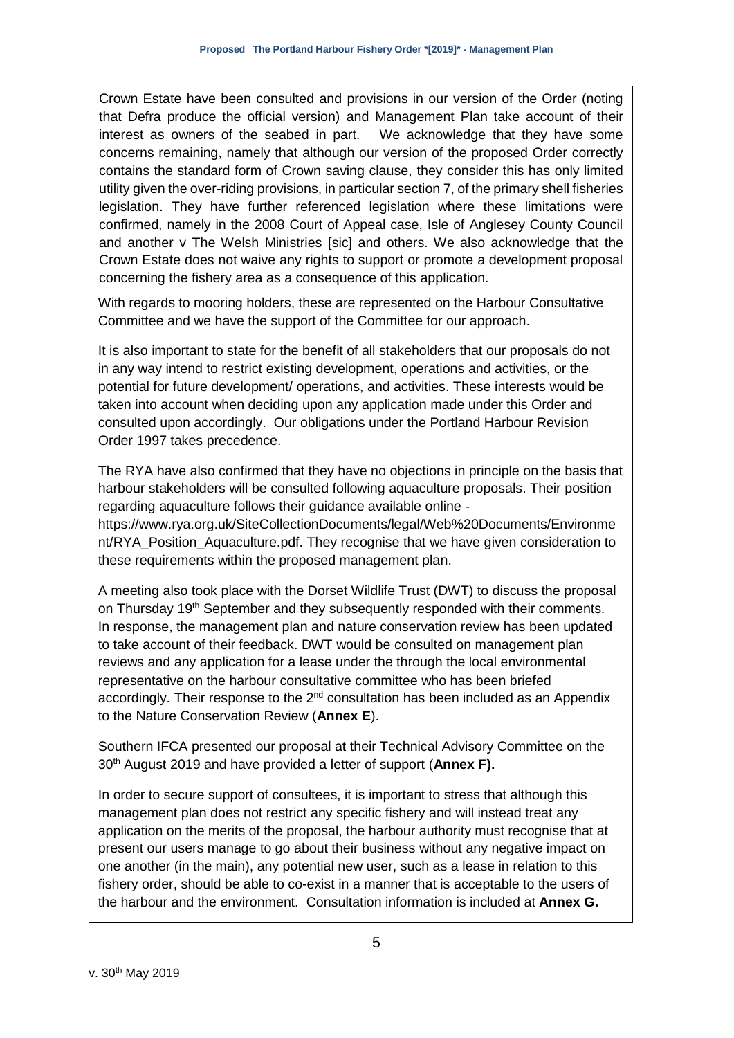Crown Estate have been consulted and provisions in our version of the Order (noting that Defra produce the official version) and Management Plan take account of their interest as owners of the seabed in part. We acknowledge that they have some concerns remaining, namely that although our version of the proposed Order correctly contains the standard form of Crown saving clause, they consider this has only limited utility given the over-riding provisions, in particular section 7, of the primary shell fisheries legislation. They have further referenced legislation where these limitations were confirmed, namely in the 2008 Court of Appeal case, Isle of Anglesey County Council and another v The Welsh Ministries [sic] and others. We also acknowledge that the Crown Estate does not waive any rights to support or promote a development proposal concerning the fishery area as a consequence of this application.

With regards to mooring holders, these are represented on the Harbour Consultative Committee and we have the support of the Committee for our approach.

It is also important to state for the benefit of all stakeholders that our proposals do not in any way intend to restrict existing development, operations and activities, or the potential for future development/ operations, and activities. These interests would be taken into account when deciding upon any application made under this Order and consulted upon accordingly. Our obligations under the Portland Harbour Revision Order 1997 takes precedence.

The RYA have also confirmed that they have no objections in principle on the basis that harbour stakeholders will be consulted following aquaculture proposals. Their position regarding aquaculture follows their guidance available online - https://www.rya.org.uk/SiteCollectionDocuments/legal/Web%20Documents/Environment/RYA_Position_Aquaculture.pdf. They recognise that we have given consideration to these requirements within the proposed management plan.

A meeting also took place with the Dorset Wildlife Trust (DWT) to discuss the proposal on Thursday 19th September and they subsequently responded with their comments. In response, the management plan and nature conservation review has been updated to take account of their feedback. DWT would be consulted on management plan reviews and any application for a lease under the through the local environmental representative on the harbour consultative committee who has been briefed accordingly. Their response to the 2nd consultation has been included as an Appendix to the Nature Conservation Review (**Annex E**).

Southern IFCA presented our proposal at their Technical Advisory Committee on the 30th August 2019 and have provided a letter of support (**Annex F).**

In order to secure support of consultees, it is important to stress that although this management plan does not restrict any specific fishery and will instead treat any application on the merits of the proposal, the harbour authority must recognise that at present our users manage to go about their business without any negative impact on one another (in the main), any potential new user, such as a lease in relation to this fishery order, should be able to co-exist in a manner that is acceptable to the users of the harbour and the environment. Consultation information is included at **Annex G.**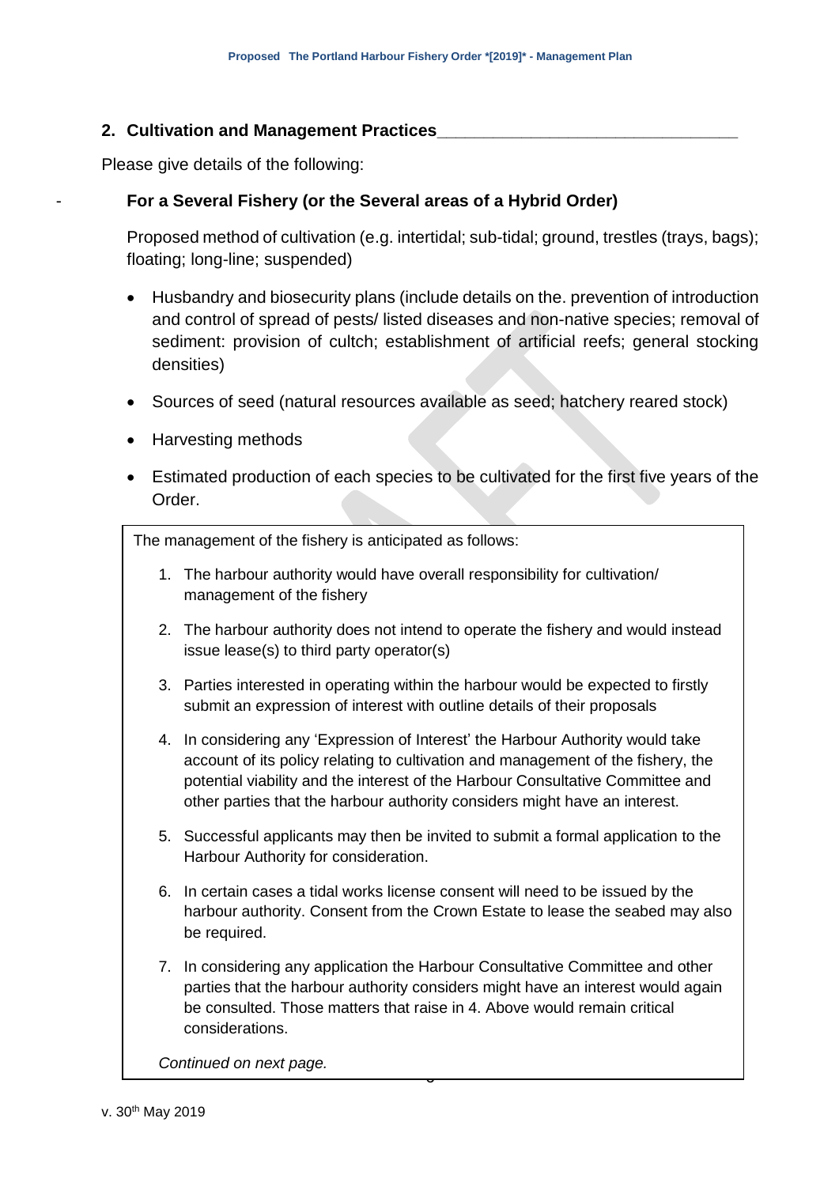## 2. Cultivation and Management Practices

Please give details of the following:

- **For a Several Fishery (or the Several areas of a Hybrid Order)**

  Proposed method of cultivation (e.g. intertidal; sub-tidal; ground, trestles (trays, bags); floating; long-line; suspended)

  - Husbandry and biosecurity plans (include details on the. prevention of introduction and control of spread of pests/ listed diseases and non-native species; removal of sediment: provision of cultch; establishment of artificial reefs; general stocking densities)
  - Sources of seed (natural resources available as seed; hatchery reared stock)
  - Harvesting methods
  - Estimated production of each species to be cultivated for the first five years of the Order.

The management of the fishery is anticipated as follows:

1. The harbour authority would have overall responsibility for cultivation/ management of the fishery
2. The harbour authority does not intend to operate the fishery and would instead issue lease(s) to third party operator(s)
3. Parties interested in operating within the harbour would be expected to firstly submit an expression of interest with outline details of their proposals
4. In considering any 'Expression of Interest' the Harbour Authority would take account of its policy relating to cultivation and management of the fishery, the potential viability and the interest of the Harbour Consultative Committee and other parties that the harbour authority considers might have an interest.
5. Successful applicants may then be invited to submit a formal application to the Harbour Authority for consideration.
6. In certain cases a tidal works license consent will need to be issued by the harbour authority. Consent from the Crown Estate to lease the seabed may also be required.
7. In considering any application the Harbour Consultative Committee and other parties that the harbour authority considers might have an interest would again be consulted. Those matters that raise in 4. Above would remain critical considerations.

*Continued on next page.*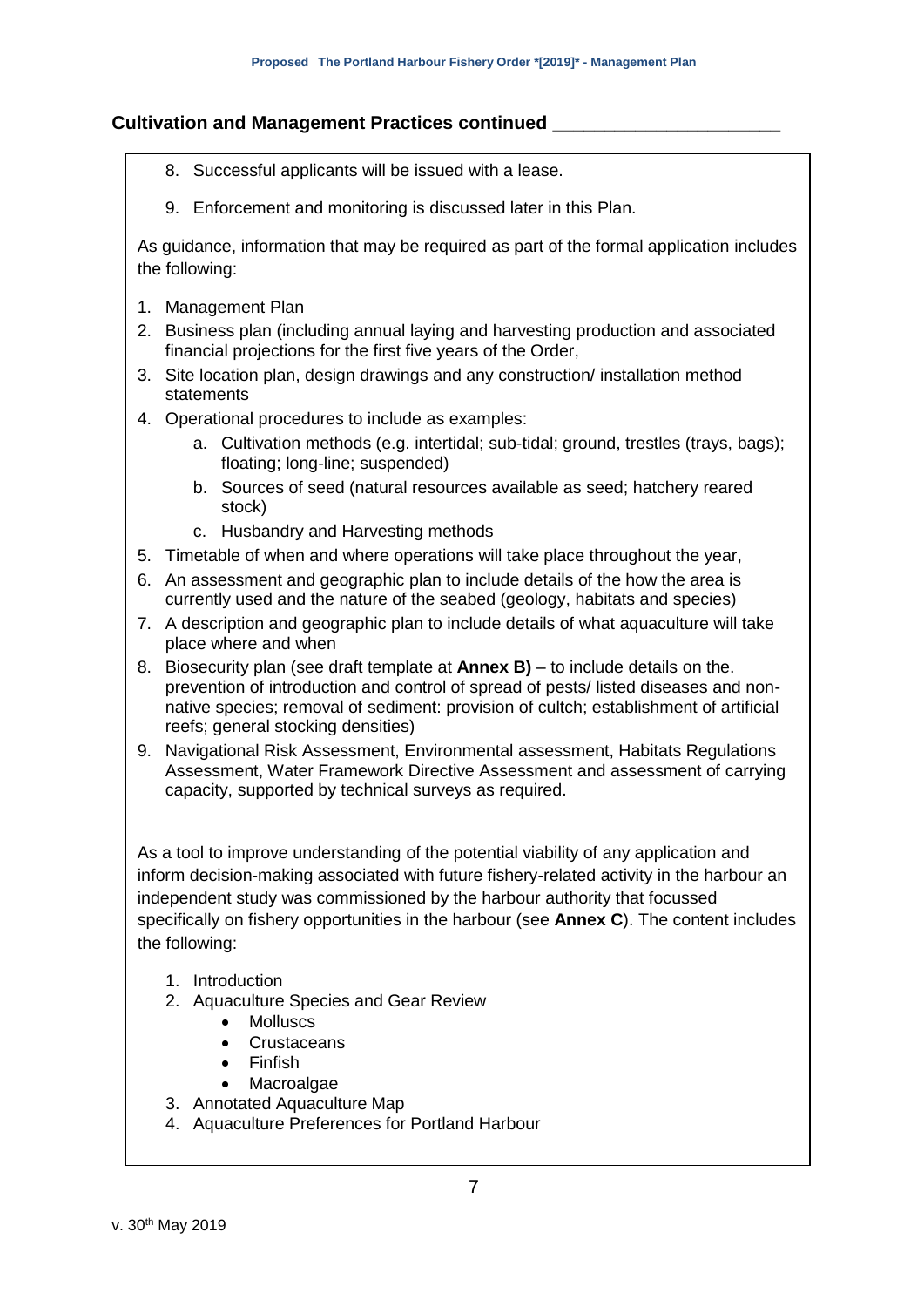## Cultivation and Management Practices continued

8. Successful applicants will be issued with a lease.
9. Enforcement and monitoring is discussed later in this Plan.

As guidance, information that may be required as part of the formal application includes the following:

1. Management Plan
2. Business plan (including annual laying and harvesting production and associated financial projections for the first five years of the Order,
3. Site location plan, design drawings and any construction/ installation method statements
4. Operational procedures to include as examples:
   a. Cultivation methods (e.g. intertidal; sub-tidal; ground, trestles (trays, bags); floating; long-line; suspended)
   b. Sources of seed (natural resources available as seed; hatchery reared stock)
   c. Husbandry and Harvesting methods
5. Timetable of when and where operations will take place throughout the year,
6. An assessment and geographic plan to include details of the how the area is currently used and the nature of the seabed (geology, habitats and species)
7. A description and geographic plan to include details of what aquaculture will take place where and when
8. Biosecurity plan (see draft template at **Annex B)** – to include details on the. prevention of introduction and control of spread of pests/ listed diseases and non-native species; removal of sediment: provision of cultch; establishment of artificial reefs; general stocking densities)
9. Navigational Risk Assessment, Environmental assessment, Habitats Regulations Assessment, Water Framework Directive Assessment and assessment of carrying capacity, supported by technical surveys as required.

As a tool to improve understanding of the potential viability of any application and inform decision-making associated with future fishery-related activity in the harbour an independent study was commissioned by the harbour authority that focussed specifically on fishery opportunities in the harbour (see **Annex C**). The content includes the following:

1. Introduction
2. Aquaculture Species and Gear Review
   - Molluscs
   - Crustaceans
   - Finfish
   - Macroalgae
3. Annotated Aquaculture Map
4. Aquaculture Preferences for Portland Harbour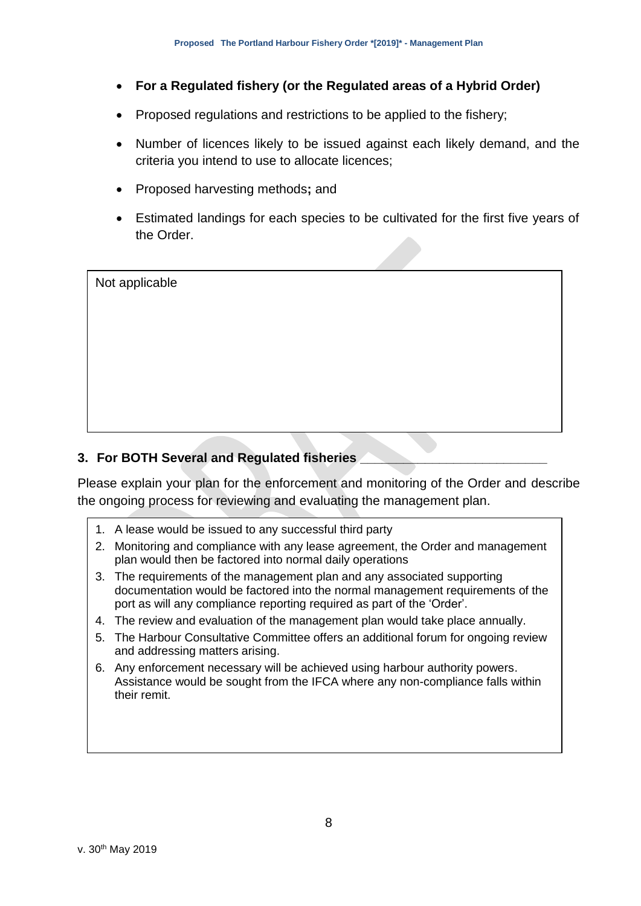- **For a Regulated fishery (or the Regulated areas of a Hybrid Order)**
- Proposed regulations and restrictions to be applied to the fishery;
- Number of licences likely to be issued against each likely demand, and the criteria you intend to use to allocate licences;
- Proposed harvesting methods**;** and
- Estimated landings for each species to be cultivated for the first five years of the Order.

| Not applicable |
|---|

## 3. For BOTH Several and Regulated fisheries

Please explain your plan for the enforcement and monitoring of the Order and describe the ongoing process for reviewing and evaluating the management plan.

1. A lease would be issued to any successful third party
2. Monitoring and compliance with any lease agreement, the Order and management plan would then be factored into normal daily operations
3. The requirements of the management plan and any associated supporting documentation would be factored into the normal management requirements of the port as will any compliance reporting required as part of the 'Order'.
4. The review and evaluation of the management plan would take place annually.
5. The Harbour Consultative Committee offers an additional forum for ongoing review and addressing matters arising.
6. Any enforcement necessary will be achieved using harbour authority powers. Assistance would be sought from the IFCA where any non-compliance falls within their remit.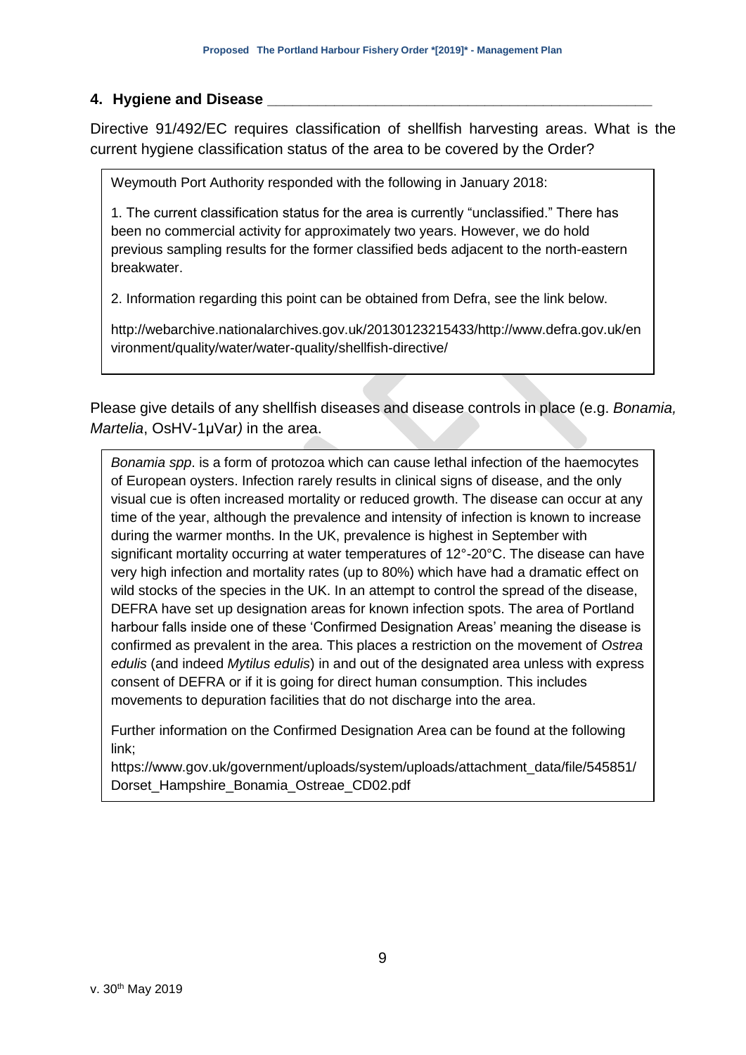## 4. Hygiene and Disease

Directive 91/492/EC requires classification of shellfish harvesting areas. What is the current hygiene classification status of the area to be covered by the Order?

> Weymouth Port Authority responded with the following in January 2018:
>
> 1. The current classification status for the area is currently "unclassified." There has been no commercial activity for approximately two years. However, we do hold previous sampling results for the former classified beds adjacent to the north-eastern breakwater.
>
> 2. Information regarding this point can be obtained from Defra, see the link below.
>
> http://webarchive.nationalarchives.gov.uk/20130123215433/http://www.defra.gov.uk/environment/quality/water/water-quality/shellfish-directive/

Please give details of any shellfish diseases and disease controls in place (e.g. *Bonamia, Martelia*, OsHV-1μVar) in the area.

> *Bonamia spp*. is a form of protozoa which can cause lethal infection of the haemocytes of European oysters. Infection rarely results in clinical signs of disease, and the only visual cue is often increased mortality or reduced growth. The disease can occur at any time of the year, although the prevalence and intensity of infection is known to increase during the warmer months. In the UK, prevalence is highest in September with significant mortality occurring at water temperatures of 12°-20°C. The disease can have very high infection and mortality rates (up to 80%) which have had a dramatic effect on wild stocks of the species in the UK. In an attempt to control the spread of the disease, DEFRA have set up designation areas for known infection spots. The area of Portland harbour falls inside one of these 'Confirmed Designation Areas' meaning the disease is confirmed as prevalent in the area. This places a restriction on the movement of *Ostrea edulis* (and indeed *Mytilus edulis*) in and out of the designated area unless with express consent of DEFRA or if it is going for direct human consumption. This includes movements to depuration facilities that do not discharge into the area.
>
> Further information on the Confirmed Designation Area can be found at the following link;
> https://www.gov.uk/government/uploads/system/uploads/attachment_data/file/545851/Dorset_Hampshire_Bonamia_Ostreae_CD02.pdf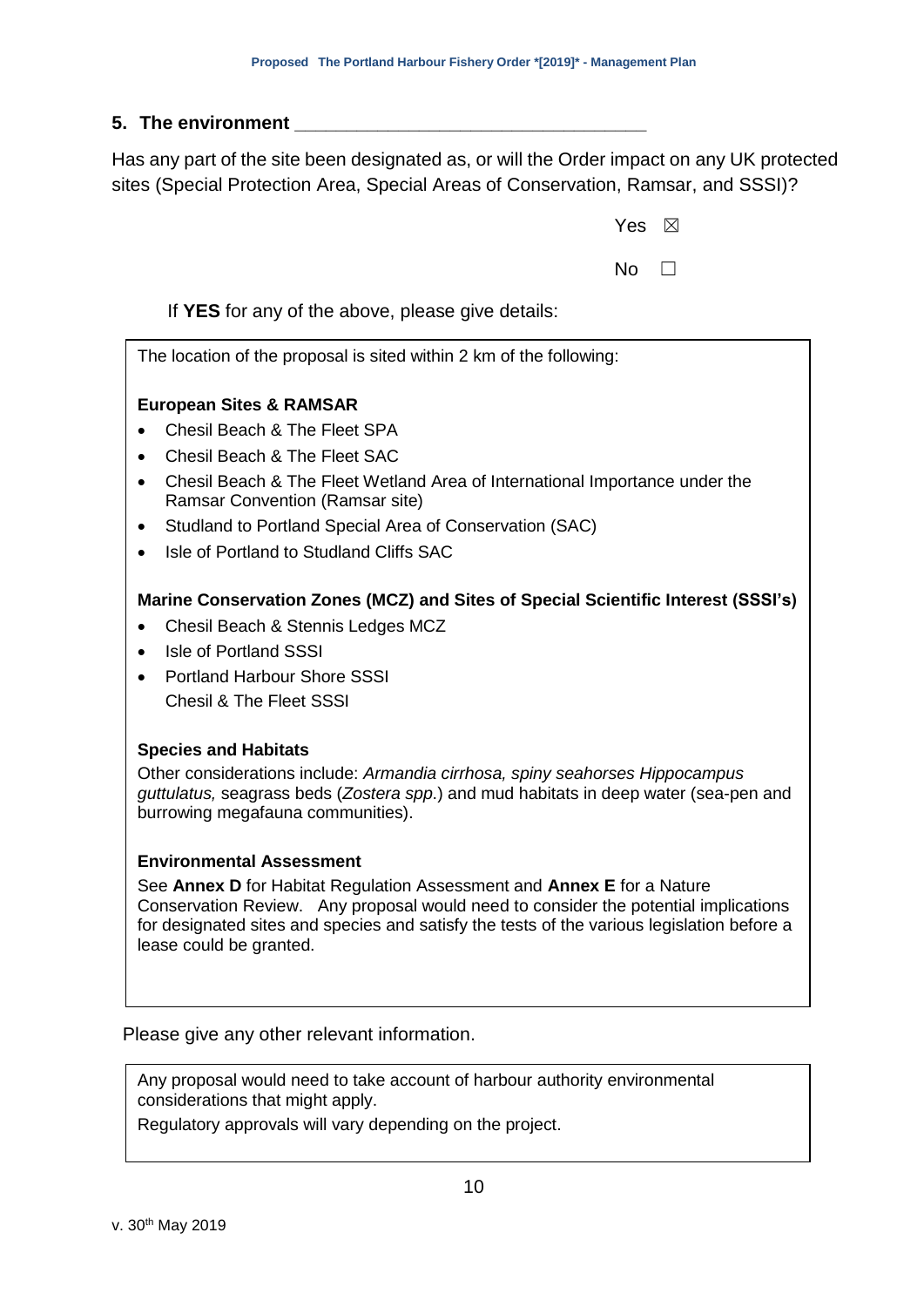## 5. The environment

Has any part of the site been designated as, or will the Order impact on any UK protected sites (Special Protection Area, Special Areas of Conservation, Ramsar, and SSSI)?

Yes ☒

No ☐

If **YES** for any of the above, please give details:

The location of the proposal is sited within 2 km of the following:

**European Sites & RAMSAR**

- Chesil Beach & The Fleet SPA
- Chesil Beach & The Fleet SAC
- Chesil Beach & The Fleet Wetland Area of International Importance under the Ramsar Convention (Ramsar site)
- Studland to Portland Special Area of Conservation (SAC)
- Isle of Portland to Studland Cliffs SAC

**Marine Conservation Zones (MCZ) and Sites of Special Scientific Interest (SSSI's)**

- Chesil Beach & Stennis Ledges MCZ
- Isle of Portland SSSI
- Portland Harbour Shore SSSI
  Chesil & The Fleet SSSI

**Species and Habitats**

Other considerations include: *Armandia cirrhosa, spiny seahorses Hippocampus guttulatus,* seagrass beds (*Zostera spp*.) and mud habitats in deep water (sea-pen and burrowing megafauna communities).

**Environmental Assessment**

See **Annex D** for Habitat Regulation Assessment and **Annex E** for a Nature Conservation Review. Any proposal would need to consider the potential implications for designated sites and species and satisfy the tests of the various legislation before a lease could be granted.

Please give any other relevant information.

Any proposal would need to take account of harbour authority environmental considerations that might apply.

Regulatory approvals will vary depending on the project.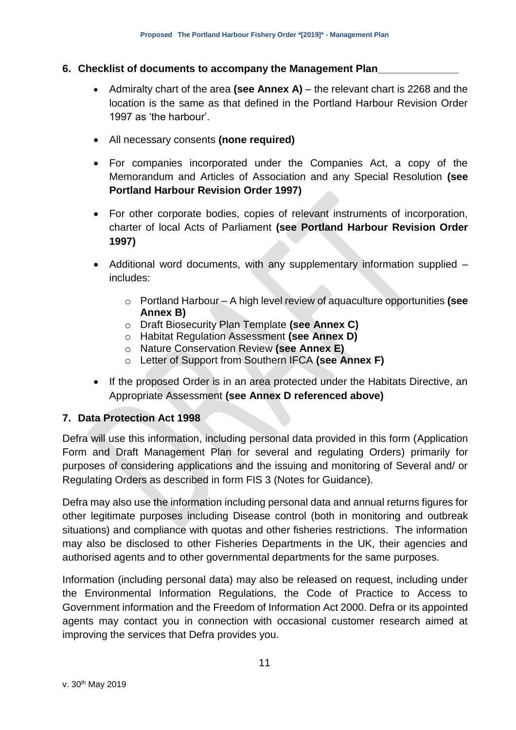## 6. Checklist of documents to accompany the Management Plan

- Admiralty chart of the area **(see Annex A)** – the relevant chart is 2268 and the location is the same as that defined in the Portland Harbour Revision Order 1997 as 'the harbour'.
- All necessary consents **(none required)**
- For companies incorporated under the Companies Act, a copy of the Memorandum and Articles of Association and any Special Resolution **(see Portland Harbour Revision Order 1997)**
- For other corporate bodies, copies of relevant instruments of incorporation, charter of local Acts of Parliament **(see Portland Harbour Revision Order 1997)**
- Additional word documents, with any supplementary information supplied – includes:
  - Portland Harbour – A high level review of aquaculture opportunities **(see Annex B)**
  - Draft Biosecurity Plan Template **(see Annex C)**
  - Habitat Regulation Assessment **(see Annex D)**
  - Nature Conservation Review **(see Annex E)**
  - Letter of Support from Southern IFCA **(see Annex F)**
- If the proposed Order is in an area protected under the Habitats Directive, an Appropriate Assessment **(see Annex D referenced above)**

## 7. Data Protection Act 1998

Defra will use this information, including personal data provided in this form (Application Form and Draft Management Plan for several and regulating Orders) primarily for purposes of considering applications and the issuing and monitoring of Several and/ or Regulating Orders as described in form FIS 3 (Notes for Guidance).

Defra may also use the information including personal data and annual returns figures for other legitimate purposes including Disease control (both in monitoring and outbreak situations) and compliance with quotas and other fisheries restrictions. The information may also be disclosed to other Fisheries Departments in the UK, their agencies and authorised agents and to other governmental departments for the same purposes.

Information (including personal data) may also be released on request, including under the Environmental Information Regulations, the Code of Practice to Access to Government information and the Freedom of Information Act 2000. Defra or its appointed agents may contact you in connection with occasional customer research aimed at improving the services that Defra provides you.